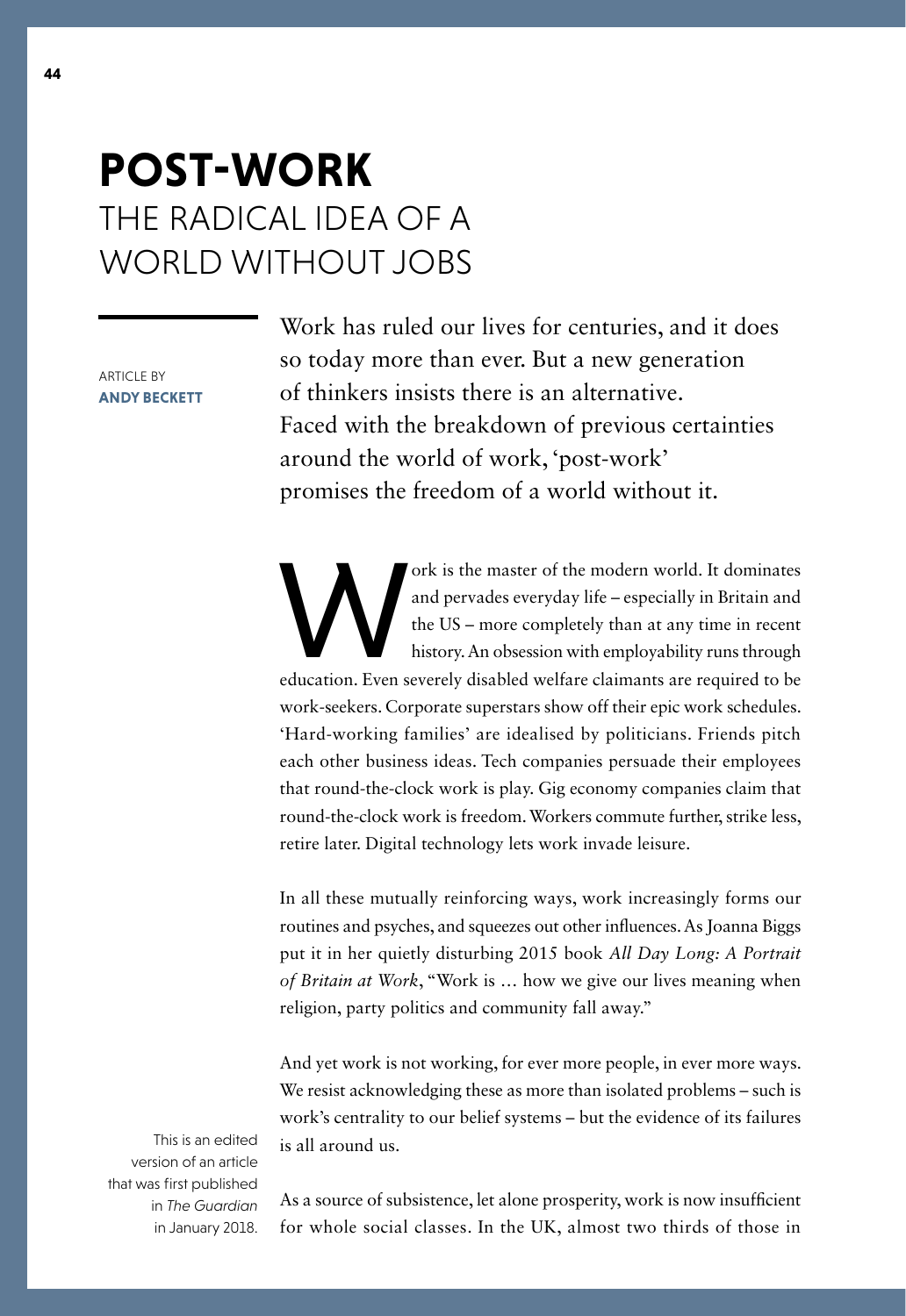# POST-WORK
## THE RADICAL IDEA OF A WORLD WITHOUT JOBS

ARTICLE BY
**ANDY BECKETT**

Work has ruled our lives for centuries, and it does so today more than ever. But a new generation of thinkers insists there is an alternative. Faced with the breakdown of previous certainties around the world of work, 'post-work' promises the freedom of a world without it.

Work is the master of the modern world. It dominates and pervades everyday life – especially in Britain and the US – more completely than at any time in recent history. An obsession with employability runs through education. Even severely disabled welfare claimants are required to be work-seekers. Corporate superstars show off their epic work schedules. 'Hard-working families' are idealised by politicians. Friends pitch each other business ideas. Tech companies persuade their employees that round-the-clock work is play. Gig economy companies claim that round-the-clock work is freedom. Workers commute further, strike less, retire later. Digital technology lets work invade leisure.

In all these mutually reinforcing ways, work increasingly forms our routines and psyches, and squeezes out other influences. As Joanna Biggs put it in her quietly disturbing 2015 book *All Day Long: A Portrait of Britain at Work*, "Work is … how we give our lives meaning when religion, party politics and community fall away."

And yet work is not working, for ever more people, in ever more ways. We resist acknowledging these as more than isolated problems – such is work's centrality to our belief systems – but the evidence of its failures is all around us.

This is an edited version of an article that was first published in *The Guardian* in January 2018.

As a source of subsistence, let alone prosperity, work is now insufficient for whole social classes. In the UK, almost two thirds of those in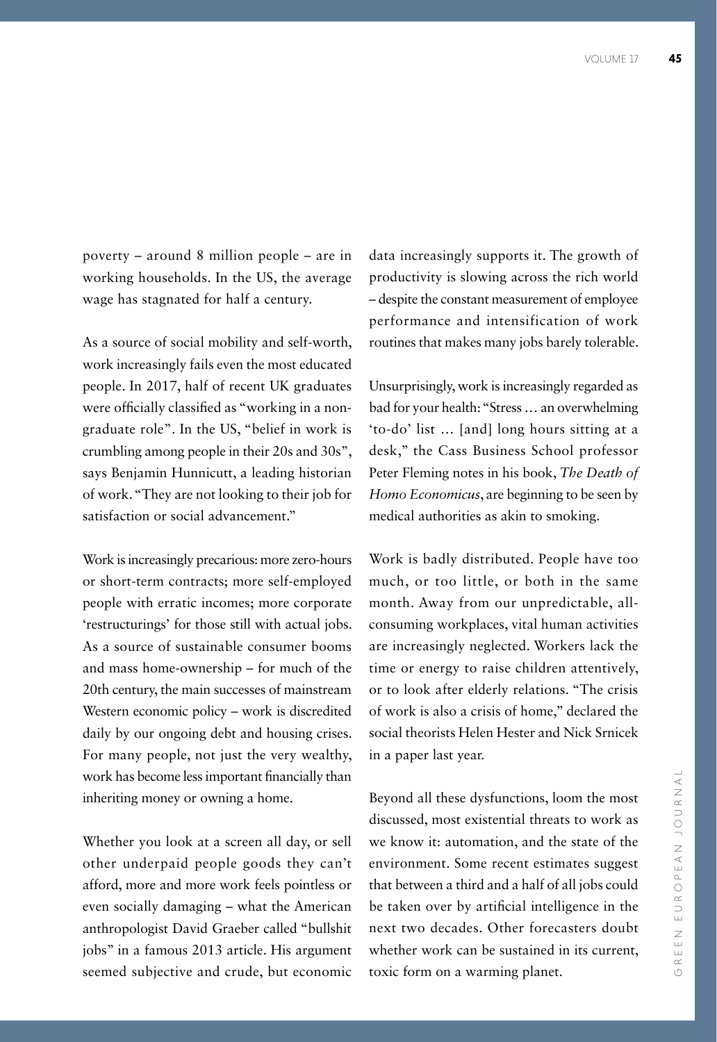poverty – around 8 million people – are in working households. In the US, the average wage has stagnated for half a century.

As a source of social mobility and self-worth, work increasingly fails even the most educated people. In 2017, half of recent UK graduates were officially classified as "working in a non-graduate role". In the US, "belief in work is crumbling among people in their 20s and 30s", says Benjamin Hunnicutt, a leading historian of work. "They are not looking to their job for satisfaction or social advancement."

Work is increasingly precarious: more zero-hours or short-term contracts; more self-employed people with erratic incomes; more corporate 'restructurings' for those still with actual jobs. As a source of sustainable consumer booms and mass home-ownership – for much of the 20th century, the main successes of mainstream Western economic policy – work is discredited daily by our ongoing debt and housing crises. For many people, not just the very wealthy, work has become less important financially than inheriting money or owning a home.

Whether you look at a screen all day, or sell other underpaid people goods they can't afford, more and more work feels pointless or even socially damaging – what the American anthropologist David Graeber called "bullshit jobs" in a famous 2013 article. His argument seemed subjective and crude, but economic data increasingly supports it. The growth of productivity is slowing across the rich world – despite the constant measurement of employee performance and intensification of work routines that makes many jobs barely tolerable.

Unsurprisingly, work is increasingly regarded as bad for your health: "Stress … an overwhelming 'to-do' list … [and] long hours sitting at a desk," the Cass Business School professor Peter Fleming notes in his book, *The Death of Homo Economicus*, are beginning to be seen by medical authorities as akin to smoking.

Work is badly distributed. People have too much, or too little, or both in the same month. Away from our unpredictable, all-consuming workplaces, vital human activities are increasingly neglected. Workers lack the time or energy to raise children attentively, or to look after elderly relations. "The crisis of work is also a crisis of home," declared the social theorists Helen Hester and Nick Srnicek in a paper last year.

Beyond all these dysfunctions, loom the most discussed, most existential threats to work as we know it: automation, and the state of the environment. Some recent estimates suggest that between a third and a half of all jobs could be taken over by artificial intelligence in the next two decades. Other forecasters doubt whether work can be sustained in its current, toxic form on a warming planet.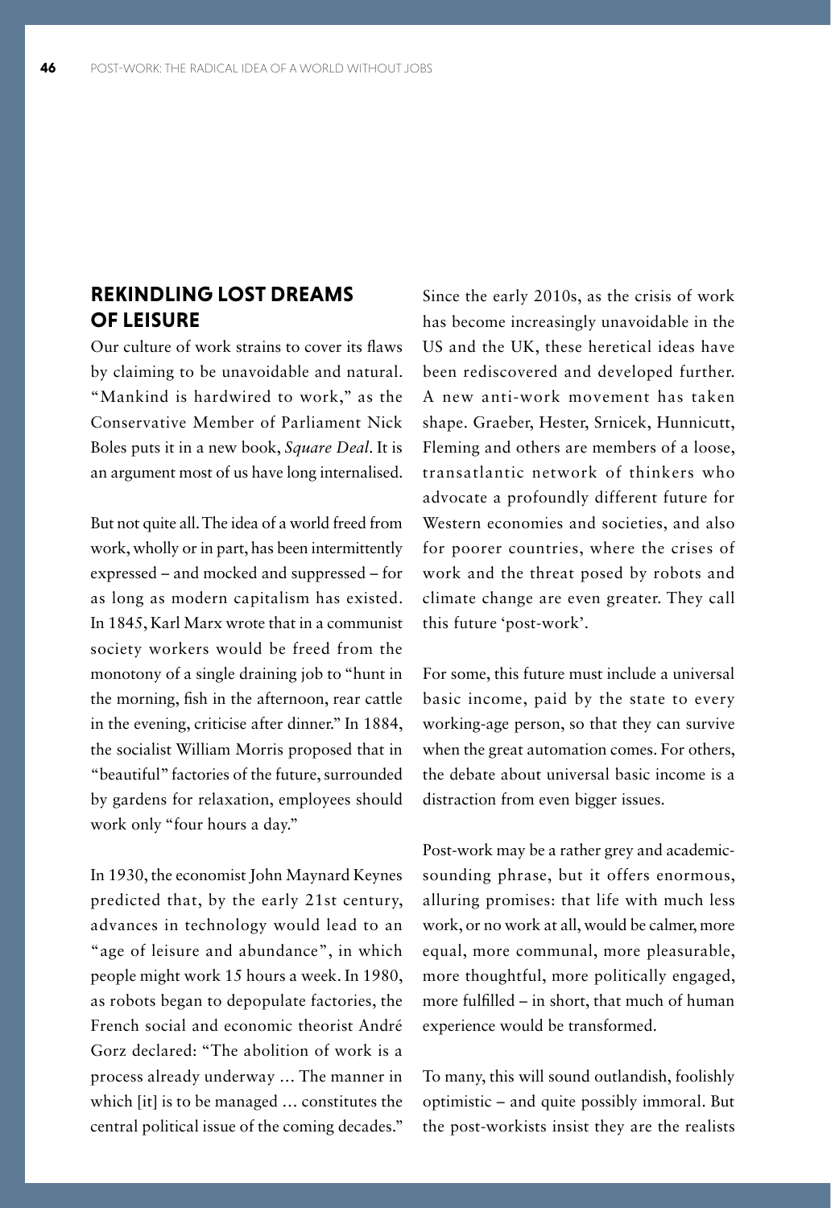## REKINDLING LOST DREAMS OF LEISURE

Our culture of work strains to cover its flaws by claiming to be unavoidable and natural. "Mankind is hardwired to work," as the Conservative Member of Parliament Nick Boles puts it in a new book, *Square Deal*. It is an argument most of us have long internalised.

But not quite all. The idea of a world freed from work, wholly or in part, has been intermittently expressed – and mocked and suppressed – for as long as modern capitalism has existed. In 1845, Karl Marx wrote that in a communist society workers would be freed from the monotony of a single draining job to "hunt in the morning, fish in the afternoon, rear cattle in the evening, criticise after dinner." In 1884, the socialist William Morris proposed that in "beautiful" factories of the future, surrounded by gardens for relaxation, employees should work only "four hours a day."

In 1930, the economist John Maynard Keynes predicted that, by the early 21st century, advances in technology would lead to an "age of leisure and abundance", in which people might work 15 hours a week. In 1980, as robots began to depopulate factories, the French social and economic theorist André Gorz declared: "The abolition of work is a process already underway ... The manner in which [it] is to be managed ... constitutes the central political issue of the coming decades."

Since the early 2010s, as the crisis of work has become increasingly unavoidable in the US and the UK, these heretical ideas have been rediscovered and developed further. A new anti-work movement has taken shape. Graeber, Hester, Srnicek, Hunnicutt, Fleming and others are members of a loose, transatlantic network of thinkers who advocate a profoundly different future for Western economies and societies, and also for poorer countries, where the crises of work and the threat posed by robots and climate change are even greater. They call this future 'post-work'.

For some, this future must include a universal basic income, paid by the state to every working-age person, so that they can survive when the great automation comes. For others, the debate about universal basic income is a distraction from even bigger issues.

Post-work may be a rather grey and academic-sounding phrase, but it offers enormous, alluring promises: that life with much less work, or no work at all, would be calmer, more equal, more communal, more pleasurable, more thoughtful, more politically engaged, more fulfilled – in short, that much of human experience would be transformed.

To many, this will sound outlandish, foolishly optimistic – and quite possibly immoral. But the post-workists insist they are the realists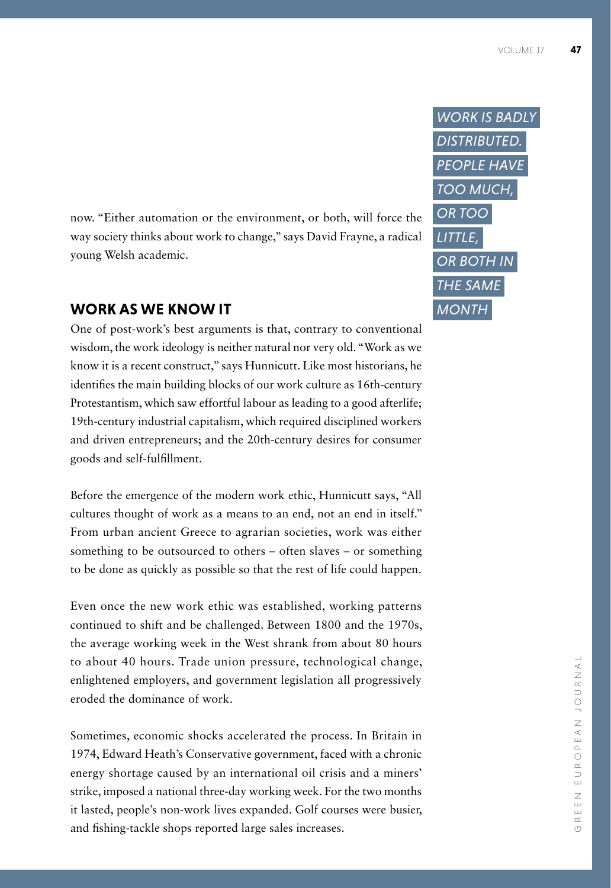now. "Either automation or the environment, or both, will force the way society thinks about work to change," says David Frayne, a radical young Welsh academic.

> *WORK IS BADLY DISTRIBUTED. PEOPLE HAVE TOO MUCH, OR TOO LITTLE, OR BOTH IN THE SAME MONTH*

## WORK AS WE KNOW IT

One of post-work's best arguments is that, contrary to conventional wisdom, the work ideology is neither natural nor very old. "Work as we know it is a recent construct," says Hunnicutt. Like most historians, he identifies the main building blocks of our work culture as 16th-century Protestantism, which saw effortful labour as leading to a good afterlife; 19th-century industrial capitalism, which required disciplined workers and driven entrepreneurs; and the 20th-century desires for consumer goods and self-fulfillment.

Before the emergence of the modern work ethic, Hunnicutt says, "All cultures thought of work as a means to an end, not an end in itself." From urban ancient Greece to agrarian societies, work was either something to be outsourced to others – often slaves – or something to be done as quickly as possible so that the rest of life could happen.

Even once the new work ethic was established, working patterns continued to shift and be challenged. Between 1800 and the 1970s, the average working week in the West shrank from about 80 hours to about 40 hours. Trade union pressure, technological change, enlightened employers, and government legislation all progressively eroded the dominance of work.

Sometimes, economic shocks accelerated the process. In Britain in 1974, Edward Heath's Conservative government, faced with a chronic energy shortage caused by an international oil crisis and a miners' strike, imposed a national three-day working week. For the two months it lasted, people's non-work lives expanded. Golf courses were busier, and fishing-tackle shops reported large sales increases.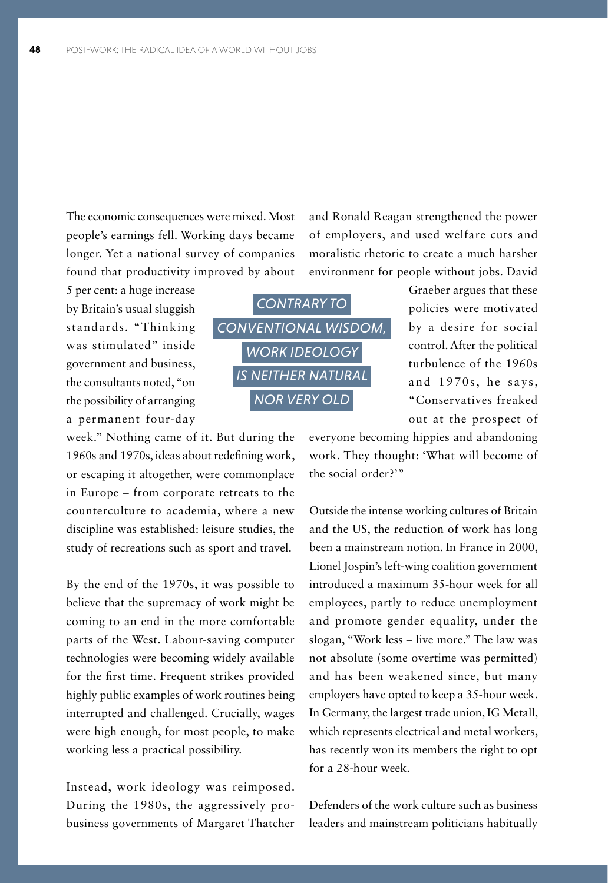The economic consequences were mixed. Most people's earnings fell. Working days became longer. Yet a national survey of companies found that productivity improved by about 5 per cent: a huge increase by Britain's usual sluggish standards. "Thinking was stimulated" inside government and business, the consultants noted, "on the possibility of arranging a permanent four-day week." Nothing came of it. But during the 1960s and 1970s, ideas about redefining work, or escaping it altogether, were commonplace in Europe – from corporate retreats to the counterculture to academia, where a new discipline was established: leisure studies, the study of recreations such as sport and travel.

*CONTRARY TO CONVENTIONAL WISDOM, WORK IDEOLOGY IS NEITHER NATURAL NOR VERY OLD*

By the end of the 1970s, it was possible to believe that the supremacy of work might be coming to an end in the more comfortable parts of the West. Labour-saving computer technologies were becoming widely available for the first time. Frequent strikes provided highly public examples of work routines being interrupted and challenged. Crucially, wages were high enough, for most people, to make working less a practical possibility.

Instead, work ideology was reimposed. During the 1980s, the aggressively pro-business governments of Margaret Thatcher and Ronald Reagan strengthened the power of employers, and used welfare cuts and moralistic rhetoric to create a much harsher environment for people without jobs. David Graeber argues that these policies were motivated by a desire for social control. After the political turbulence of the 1960s and 1970s, he says, "Conservatives freaked out at the prospect of everyone becoming hippies and abandoning work. They thought: 'What will become of the social order?'"

Outside the intense working cultures of Britain and the US, the reduction of work has long been a mainstream notion. In France in 2000, Lionel Jospin's left-wing coalition government introduced a maximum 35-hour week for all employees, partly to reduce unemployment and promote gender equality, under the slogan, "Work less – live more." The law was not absolute (some overtime was permitted) and has been weakened since, but many employers have opted to keep a 35-hour week. In Germany, the largest trade union, IG Metall, which represents electrical and metal workers, has recently won its members the right to opt for a 28-hour week.

Defenders of the work culture such as business leaders and mainstream politicians habitually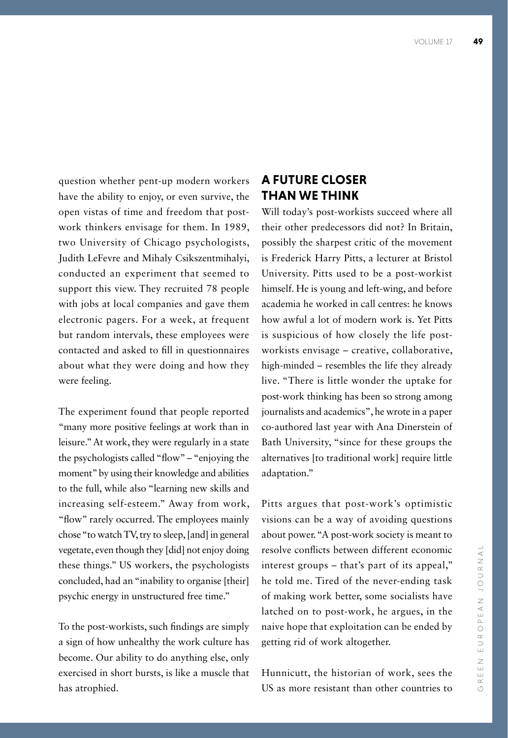question whether pent-up modern workers have the ability to enjoy, or even survive, the open vistas of time and freedom that post-work thinkers envisage for them. In 1989, two University of Chicago psychologists, Judith LeFevre and Mihaly Csikszentmihalyi, conducted an experiment that seemed to support this view. They recruited 78 people with jobs at local companies and gave them electronic pagers. For a week, at frequent but random intervals, these employees were contacted and asked to fill in questionnaires about what they were doing and how they were feeling.

The experiment found that people reported "many more positive feelings at work than in leisure." At work, they were regularly in a state the psychologists called "flow" – "enjoying the moment" by using their knowledge and abilities to the full, while also "learning new skills and increasing self-esteem." Away from work, "flow" rarely occurred. The employees mainly chose "to watch TV, try to sleep, [and] in general vegetate, even though they [did] not enjoy doing these things." US workers, the psychologists concluded, had an "inability to organise [their] psychic energy in unstructured free time."

To the post-workists, such findings are simply a sign of how unhealthy the work culture has become. Our ability to do anything else, only exercised in short bursts, is like a muscle that has atrophied.

## A FUTURE CLOSER THAN WE THINK

Will today's post-workists succeed where all their other predecessors did not? In Britain, possibly the sharpest critic of the movement is Frederick Harry Pitts, a lecturer at Bristol University. Pitts used to be a post-workist himself. He is young and left-wing, and before academia he worked in call centres: he knows how awful a lot of modern work is. Yet Pitts is suspicious of how closely the life post-workists envisage – creative, collaborative, high-minded – resembles the life they already live. "There is little wonder the uptake for post-work thinking has been so strong among journalists and academics", he wrote in a paper co-authored last year with Ana Dinerstein of Bath University, "since for these groups the alternatives [to traditional work] require little adaptation."

Pitts argues that post-work's optimistic visions can be a way of avoiding questions about power. "A post-work society is meant to resolve conflicts between different economic interest groups – that's part of its appeal," he told me. Tired of the never-ending task of making work better, some socialists have latched on to post-work, he argues, in the naive hope that exploitation can be ended by getting rid of work altogether.

Hunnicutt, the historian of work, sees the US as more resistant than other countries to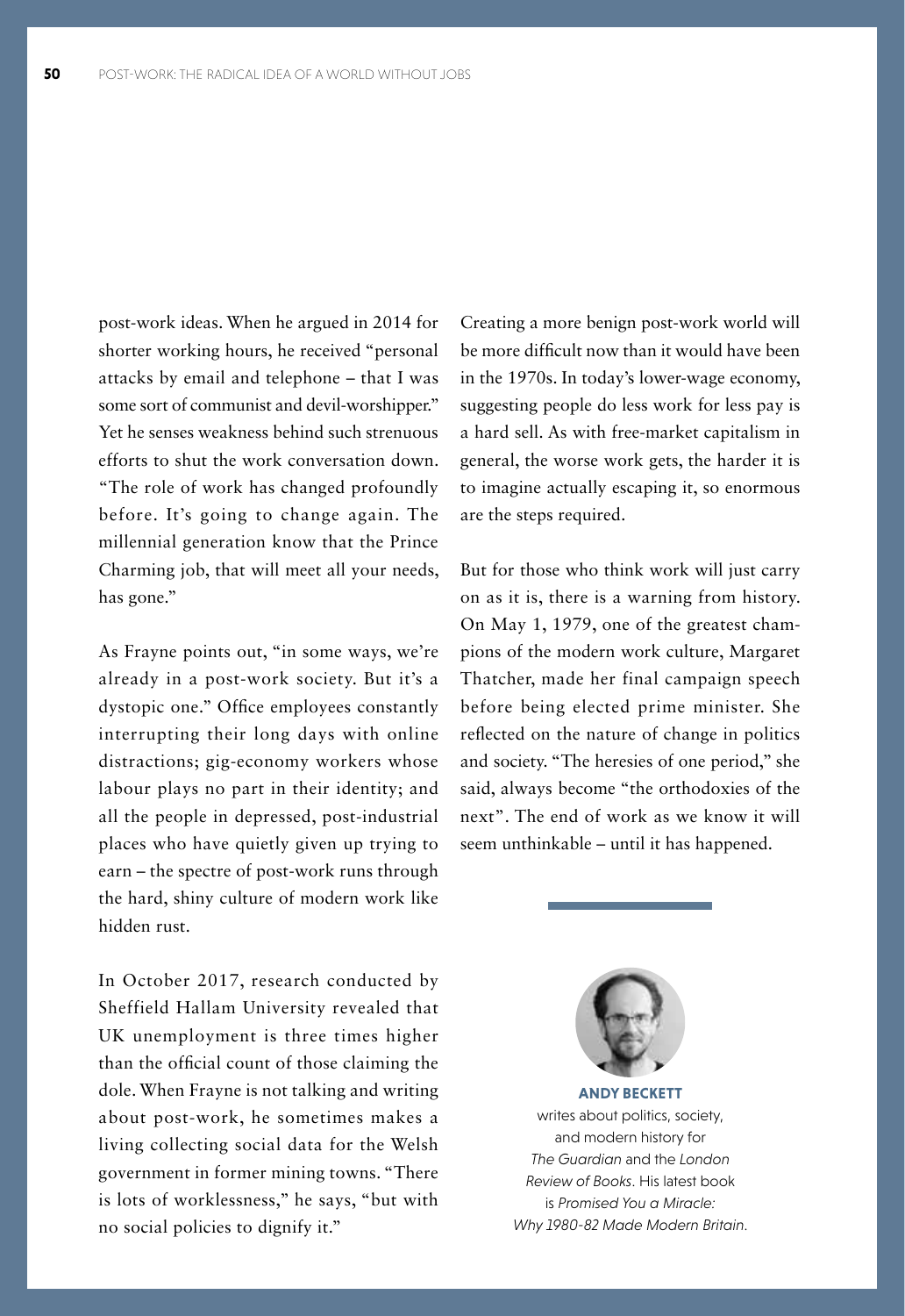post-work ideas. When he argued in 2014 for shorter working hours, he received "personal attacks by email and telephone – that I was some sort of communist and devil-worshipper." Yet he senses weakness behind such strenuous efforts to shut the work conversation down. "The role of work has changed profoundly before. It's going to change again. The millennial generation know that the Prince Charming job, that will meet all your needs, has gone."

As Frayne points out, "in some ways, we're already in a post-work society. But it's a dystopic one." Office employees constantly interrupting their long days with online distractions; gig-economy workers whose labour plays no part in their identity; and all the people in depressed, post-industrial places who have quietly given up trying to earn – the spectre of post-work runs through the hard, shiny culture of modern work like hidden rust.

In October 2017, research conducted by Sheffield Hallam University revealed that UK unemployment is three times higher than the official count of those claiming the dole. When Frayne is not talking and writing about post-work, he sometimes makes a living collecting social data for the Welsh government in former mining towns. "There is lots of worklessness," he says, "but with no social policies to dignify it."

Creating a more benign post-work world will be more difficult now than it would have been in the 1970s. In today's lower-wage economy, suggesting people do less work for less pay is a hard sell. As with free-market capitalism in general, the worse work gets, the harder it is to imagine actually escaping it, so enormous are the steps required.

But for those who think work will just carry on as it is, there is a warning from history. On May 1, 1979, one of the greatest champions of the modern work culture, Margaret Thatcher, made her final campaign speech before being elected prime minister. She reflected on the nature of change in politics and society. "The heresies of one period," she said, always become "the orthodoxies of the next". The end of work as we know it will seem unthinkable – until it has happened.

**ANDY BECKETT**
writes about politics, society, and modern history for *The Guardian* and the *London Review of Books*. His latest book is *Promised You a Miracle: Why 1980-82 Made Modern Britain*.